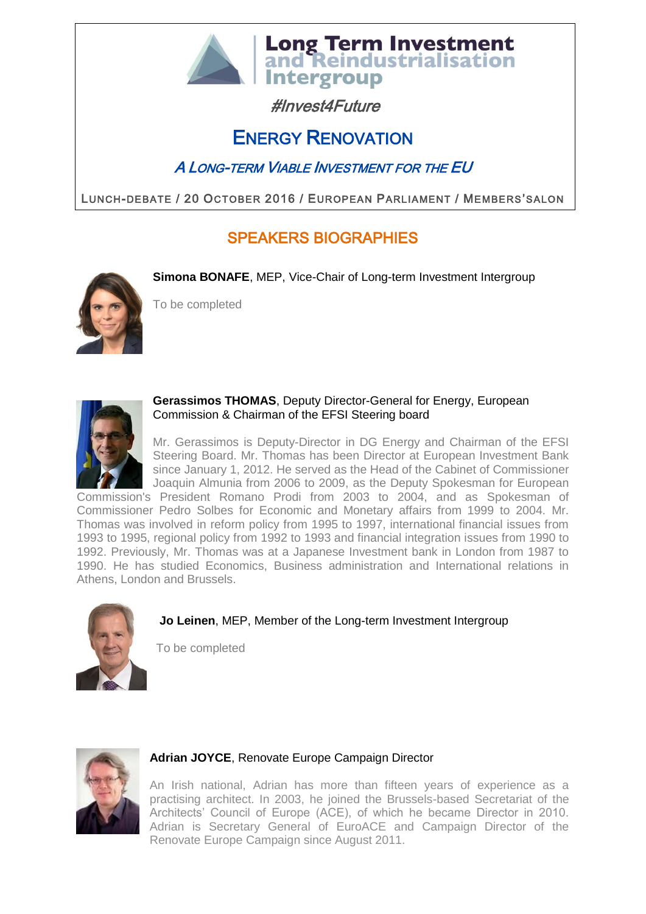# Long Term Investment and Reindustrialisation Intergroup

*#Invest4Future*

## ENERGY RENOVATION

### *A LONG-TERM VIABLE INVESTMENT FOR THE EU*

LUNCH-DEBATE / 20 OCTOBER 2016 / EUROPEAN PARLIAMENT / MEMBERS'SALON

## SPEAKERS BIOGRAPHIES

**Simona BONAFE**, MEP, Vice-Chair of Long-term Investment Intergroup

To be completed

**Gerassimos THOMAS**, Deputy Director-General for Energy, European Commission & Chairman of the EFSI Steering board

Mr. Gerassimos is Deputy-Director in DG Energy and Chairman of the EFSI Steering Board. Mr. Thomas has been Director at European Investment Bank since January 1, 2012. He served as the Head of the Cabinet of Commissioner Joaquin Almunia from 2006 to 2009, as the Deputy Spokesman for European Commission's President Romano Prodi from 2003 to 2004, and as Spokesman of Commissioner Pedro Solbes for Economic and Monetary affairs from 1999 to 2004. Mr. Thomas was involved in reform policy from 1995 to 1997, international financial issues from 1993 to 1995, regional policy from 1992 to 1993 and financial integration issues from 1990 to 1992. Previously, Mr. Thomas was at a Japanese Investment bank in London from 1987 to 1990. He has studied Economics, Business administration and International relations in Athens, London and Brussels.

**Jo Leinen**, MEP, Member of the Long-term Investment Intergroup

To be completed

**Adrian JOYCE**, Renovate Europe Campaign Director

An Irish national, Adrian has more than fifteen years of experience as a practising architect. In 2003, he joined the Brussels-based Secretariat of the Architects' Council of Europe (ACE), of which he became Director in 2010. Adrian is Secretary General of EuroACE and Campaign Director of the Renovate Europe Campaign since August 2011.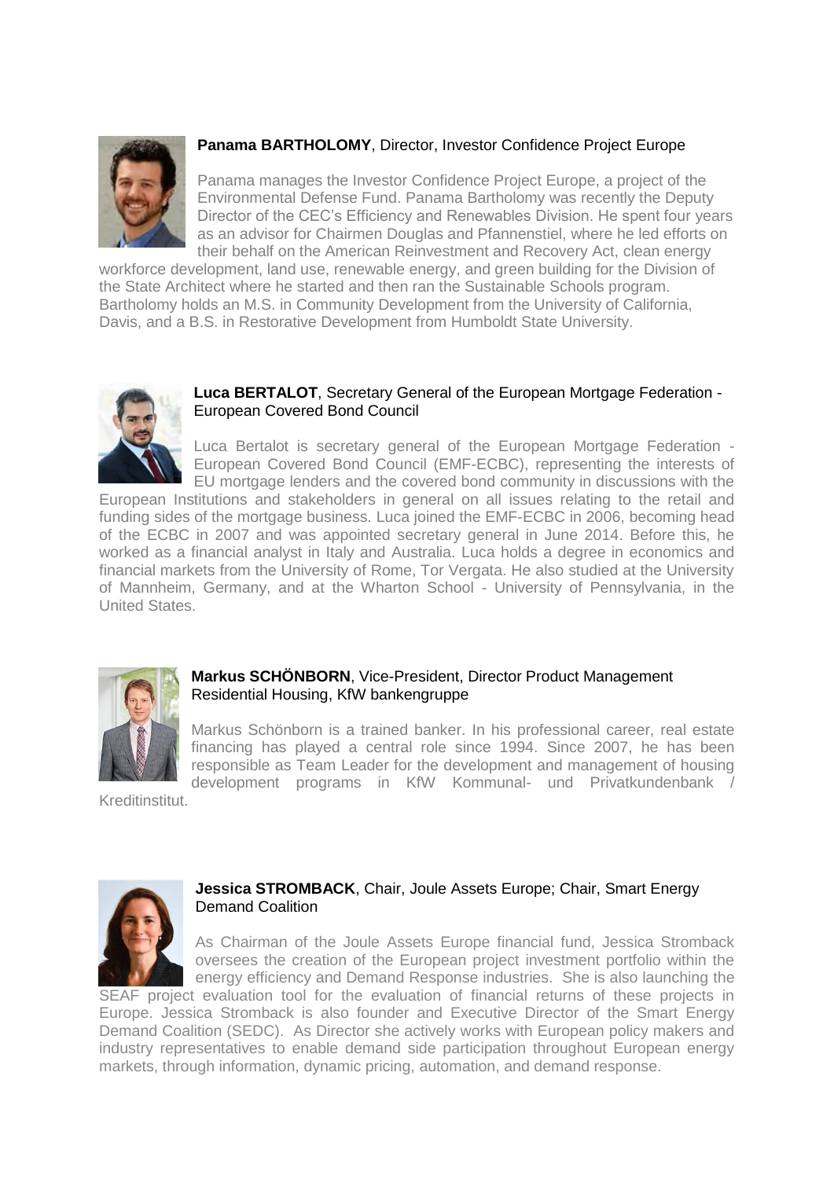**Panama BARTHOLOMY**, Director, Investor Confidence Project Europe

Panama manages the Investor Confidence Project Europe, a project of the Environmental Defense Fund. Panama Bartholomy was recently the Deputy Director of the CEC's Efficiency and Renewables Division. He spent four years as an advisor for Chairmen Douglas and Pfannenstiel, where he led efforts on their behalf on the American Reinvestment and Recovery Act, clean energy workforce development, land use, renewable energy, and green building for the Division of the State Architect where he started and then ran the Sustainable Schools program. Bartholomy holds an M.S. in Community Development from the University of California, Davis, and a B.S. in Restorative Development from Humboldt State University.

**Luca BERTALOT**, Secretary General of the European Mortgage Federation - European Covered Bond Council

Luca Bertalot is secretary general of the European Mortgage Federation - European Covered Bond Council (EMF-ECBC), representing the interests of EU mortgage lenders and the covered bond community in discussions with the European Institutions and stakeholders in general on all issues relating to the retail and funding sides of the mortgage business. Luca joined the EMF-ECBC in 2006, becoming head of the ECBC in 2007 and was appointed secretary general in June 2014. Before this, he worked as a financial analyst in Italy and Australia. Luca holds a degree in economics and financial markets from the University of Rome, Tor Vergata. He also studied at the University of Mannheim, Germany, and at the Wharton School - University of Pennsylvania, in the United States.

**Markus SCHÖNBORN**, Vice-President, Director Product Management Residential Housing, KfW bankengruppe

Markus Schönborn is a trained banker. In his professional career, real estate financing has played a central role since 1994. Since 2007, he has been responsible as Team Leader for the development and management of housing development programs in KfW Kommunal- und Privatkundenbank / Kreditinstitut.

**Jessica STROMBACK**, Chair, Joule Assets Europe; Chair, Smart Energy Demand Coalition

As Chairman of the Joule Assets Europe financial fund, Jessica Stromback oversees the creation of the European project investment portfolio within the energy efficiency and Demand Response industries. She is also launching the SEAF project evaluation tool for the evaluation of financial returns of these projects in Europe. Jessica Stromback is also founder and Executive Director of the Smart Energy Demand Coalition (SEDC). As Director she actively works with European policy makers and industry representatives to enable demand side participation throughout European energy markets, through information, dynamic pricing, automation, and demand response.